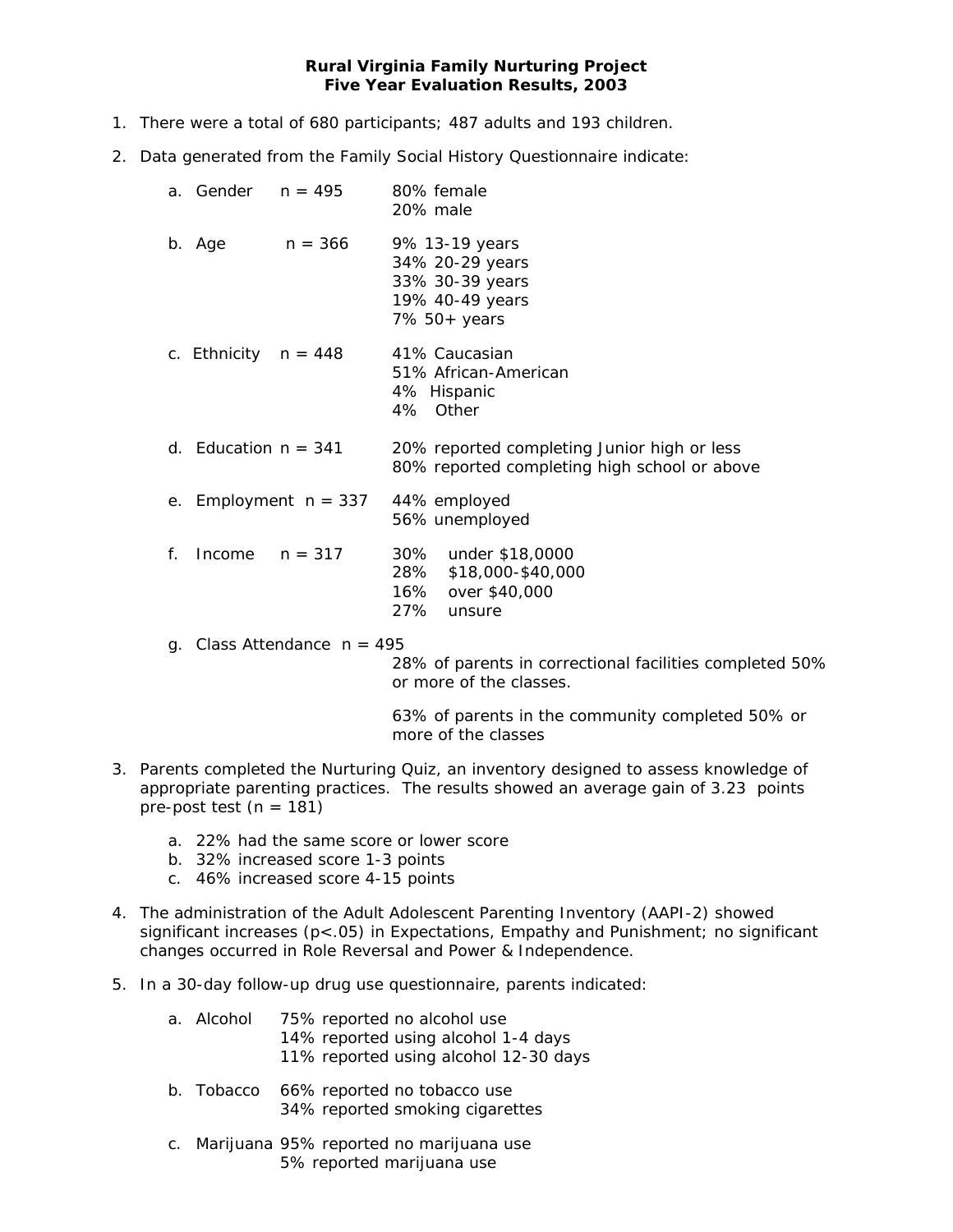# Rural Virginia Family Nurturing Project
## Five Year Evaluation Results, 2003

1. There were a total of 680 participants; 487 adults and 193 children.

2. Data generated from the Family Social History Questionnaire indicate:

   a. Gender n = 495
      - 80% female
      - 20% male

   b. Age n = 366
      - 9% 13-19 years
      - 34% 20-29 years
      - 33% 30-39 years
      - 19% 40-49 years
      - 7% 50+ years

   c. Ethnicity n = 448
      - 41% Caucasian
      - 51% African-American
      - 4% Hispanic
      - 4% Other

   d. Education n = 341
      - 20% reported completing Junior high or less
      - 80% reported completing high school or above

   e. Employment n = 337
      - 44% employed
      - 56% unemployed

   f. Income n = 317
      - 30% under $18,0000
      - 28% $18,000-$40,000
      - 16% over $40,000
      - 27% unsure

   g. Class Attendance n = 495
      - 28% of parents in correctional facilities completed 50% or more of the classes.
      - 63% of parents in the community completed 50% or more of the classes

3. Parents completed the Nurturing Quiz, an inventory designed to assess knowledge of appropriate parenting practices. The results showed an average gain of 3.23 points pre-post test (n = 181)

   a. 22% had the same score or lower score
   b. 32% increased score 1-3 points
   c. 46% increased score 4-15 points

4. The administration of the Adult Adolescent Parenting Inventory (AAPI-2) showed significant increases ($p<.05$) in Expectations, Empathy and Punishment; no significant changes occurred in Role Reversal and Power & Independence.

5. In a 30-day follow-up drug use questionnaire, parents indicated:

   a. Alcohol
      - 75% reported no alcohol use
      - 14% reported using alcohol 1-4 days
      - 11% reported using alcohol 12-30 days

   b. Tobacco
      - 66% reported no tobacco use
      - 34% reported smoking cigarettes

   c. Marijuana
      - 95% reported no marijuana use
      - 5% reported marijuana use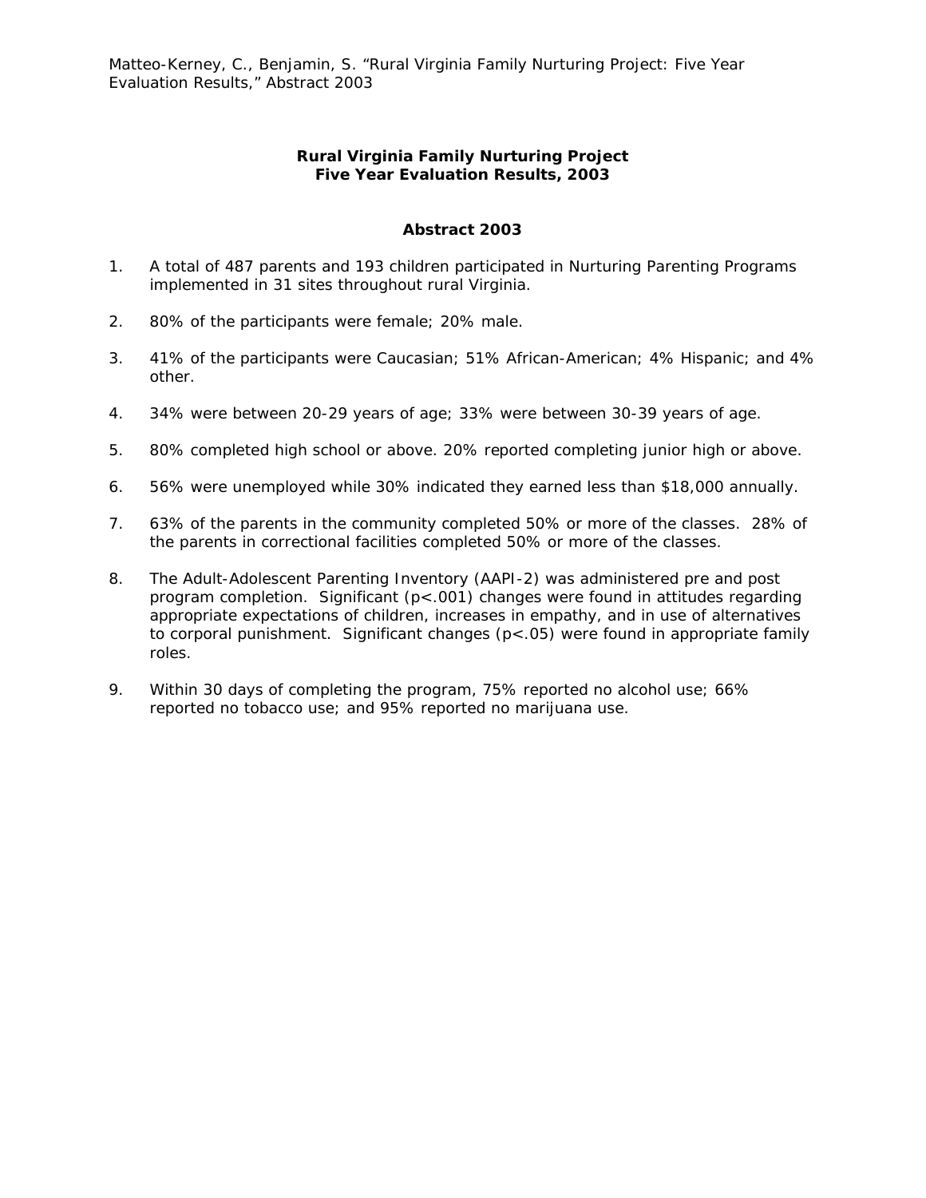## Rural Virginia Family Nurturing Project
## Five Year Evaluation Results, 2003

### Abstract 2003

1. A total of 487 parents and 193 children participated in Nurturing Parenting Programs implemented in 31 sites throughout rural Virginia.

2. 80% of the participants were female; 20% male.

3. 41% of the participants were Caucasian; 51% African-American; 4% Hispanic; and 4% other.

4. 34% were between 20-29 years of age; 33% were between 30-39 years of age.

5. 80% completed high school or above. 20% reported completing junior high or above.

6. 56% were unemployed while 30% indicated they earned less than $18,000 annually.

7. 63% of the parents in the community completed 50% or more of the classes. 28% of the parents in correctional facilities completed 50% or more of the classes.

8. The Adult-Adolescent Parenting Inventory (AAPI-2) was administered pre and post program completion. Significant ($p<.001$) changes were found in attitudes regarding appropriate expectations of children, increases in empathy, and in use of alternatives to corporal punishment. Significant changes ($p<.05$) were found in appropriate family roles.

9. Within 30 days of completing the program, 75% reported no alcohol use; 66% reported no tobacco use; and 95% reported no marijuana use.